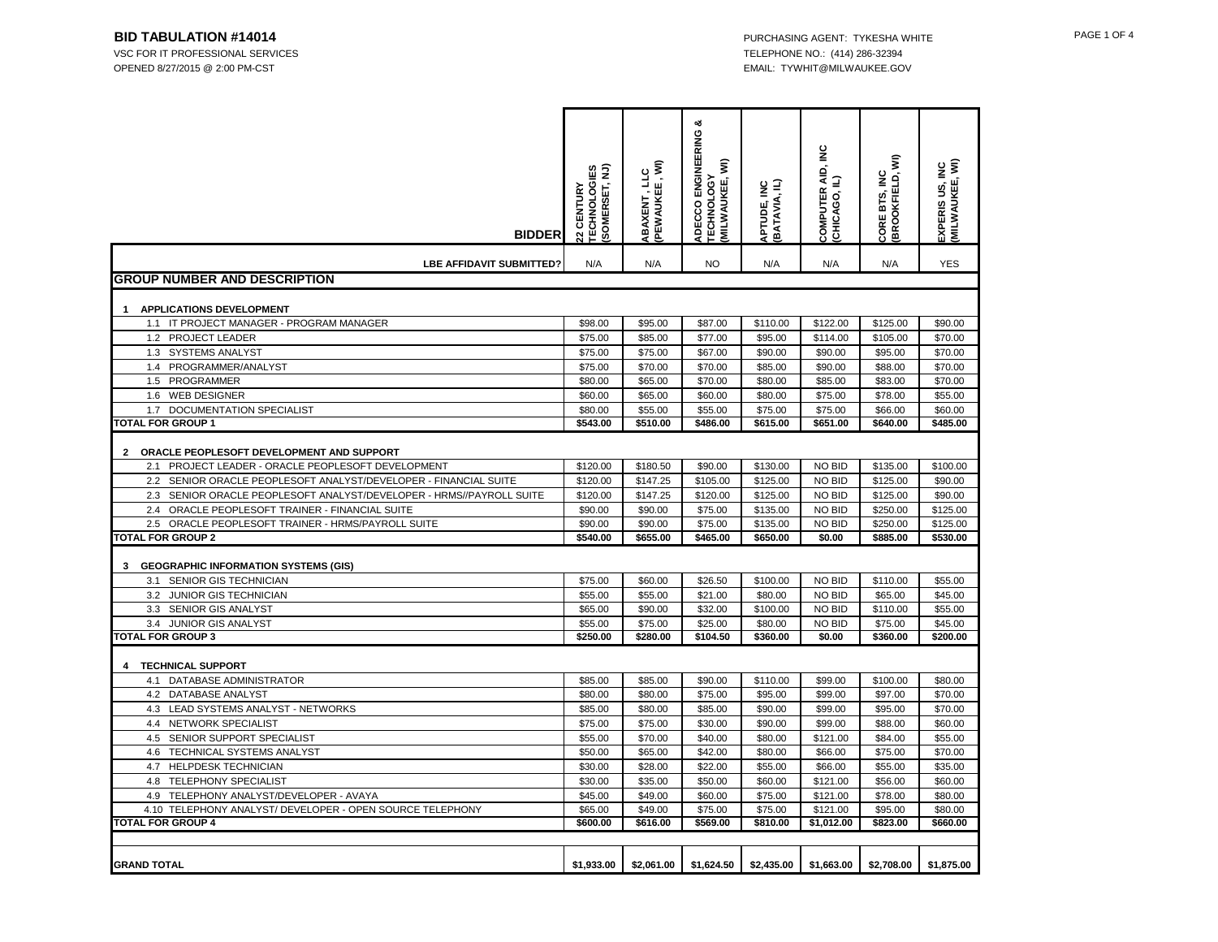**BID TABULATION #14014**
VSC FOR IT PROFESSIONAL SERVICES
OPENED 8/27/2015 @ 2:00 PM-CST

PURCHASING AGENT: TYKESHA WHITE
TELEPHONE NO.: (414) 286-32394
EMAIL: TYWHIT@MILWAUKEE.GOV

| BIDDER | 22 CENTURY TECHNOLOGIES (SOMERSET, NJ) | ABAXENT , LLC (PEWAUKEE , WI) | ADECCO ENGINEERING & TECHNOLOGY (MILWAUKEE, WI) | APTUDE, INC (BATAVIA, IL) | COMPUTER AID, INC (CHICAGO, IL) | CORE BTS, INC (BROOKFIELD, WI) | EXPERIS US, INC (MILWAUKEE, WI) |
|---|---|---|---|---|---|---|---|
| LBE AFFIDAVIT SUBMITTED? | N/A | N/A | NO | N/A | N/A | N/A | YES |
| **GROUP NUMBER AND DESCRIPTION** | | | | | | | |
| **1 APPLICATIONS DEVELOPMENT** | | | | | | | |
| 1.1 IT PROJECT MANAGER - PROGRAM MANAGER | $98.00 | $95.00 | $87.00 | $110.00 | $122.00 | $125.00 | $90.00 |
| 1.2 PROJECT LEADER | $75.00 | $85.00 | $77.00 | $95.00 | $114.00 | $105.00 | $70.00 |
| 1.3 SYSTEMS ANALYST | $75.00 | $75.00 | $67.00 | $90.00 | $90.00 | $95.00 | $70.00 |
| 1.4 PROGRAMMER/ANALYST | $75.00 | $70.00 | $70.00 | $85.00 | $90.00 | $88.00 | $70.00 |
| 1.5 PROGRAMMER | $80.00 | $65.00 | $70.00 | $80.00 | $85.00 | $83.00 | $70.00 |
| 1.6 WEB DESIGNER | $60.00 | $65.00 | $60.00 | $80.00 | $75.00 | $78.00 | $55.00 |
| 1.7 DOCUMENTATION SPECIALIST | $80.00 | $55.00 | $55.00 | $75.00 | $75.00 | $66.00 | $60.00 |
| **TOTAL FOR GROUP 1** | **$543.00** | **$510.00** | **$486.00** | **$615.00** | **$651.00** | **$640.00** | **$485.00** |
| **2 ORACLE PEOPLESOFT DEVELOPMENT AND SUPPORT** | | | | | | | |
| 2.1 PROJECT LEADER - ORACLE PEOPLESOFT DEVELOPMENT | $120.00 | $180.50 | $90.00 | $130.00 | NO BID | $135.00 | $100.00 |
| 2.2 SENIOR ORACLE PEOPLESOFT ANALYST/DEVELOPER - FINANCIAL SUITE | $120.00 | $147.25 | $105.00 | $125.00 | NO BID | $125.00 | $90.00 |
| 2.3 SENIOR ORACLE PEOPLESOFT ANALYST/DEVELOPER - HRMS//PAYROLL SUITE | $120.00 | $147.25 | $120.00 | $125.00 | NO BID | $125.00 | $90.00 |
| 2.4 ORACLE PEOPLESOFT TRAINER - FINANCIAL SUITE | $90.00 | $90.00 | $75.00 | $135.00 | NO BID | $250.00 | $125.00 |
| 2.5 ORACLE PEOPLESOFT TRAINER - HRMS/PAYROLL SUITE | $90.00 | $90.00 | $75.00 | $135.00 | NO BID | $250.00 | $125.00 |
| **TOTAL FOR GROUP 2** | **$540.00** | **$655.00** | **$465.00** | **$650.00** | **$0.00** | **$885.00** | **$530.00** |
| **3 GEOGRAPHIC INFORMATION SYSTEMS (GIS)** | | | | | | | |
| 3.1 SENIOR GIS TECHNICIAN | $75.00 | $60.00 | $26.50 | $100.00 | NO BID | $110.00 | $55.00 |
| 3.2 JUNIOR GIS TECHNICIAN | $55.00 | $55.00 | $21.00 | $80.00 | NO BID | $65.00 | $45.00 |
| 3.3 SENIOR GIS ANALYST | $65.00 | $90.00 | $32.00 | $100.00 | NO BID | $110.00 | $55.00 |
| 3.4 JUNIOR GIS ANALYST | $55.00 | $75.00 | $25.00 | $80.00 | NO BID | $75.00 | $45.00 |
| **TOTAL FOR GROUP 3** | **$250.00** | **$280.00** | **$104.50** | **$360.00** | **$0.00** | **$360.00** | **$200.00** |
| **4 TECHNICAL SUPPORT** | | | | | | | |
| 4.1 DATABASE ADMINISTRATOR | $85.00 | $85.00 | $90.00 | $110.00 | $99.00 | $100.00 | $80.00 |
| 4.2 DATABASE ANALYST | $80.00 | $80.00 | $75.00 | $95.00 | $99.00 | $97.00 | $70.00 |
| 4.3 LEAD SYSTEMS ANALYST - NETWORKS | $85.00 | $80.00 | $85.00 | $90.00 | $99.00 | $95.00 | $70.00 |
| 4.4 NETWORK SPECIALIST | $75.00 | $75.00 | $30.00 | $90.00 | $99.00 | $88.00 | $60.00 |
| 4.5 SENIOR SUPPORT SPECIALIST | $55.00 | $70.00 | $40.00 | $80.00 | $121.00 | $84.00 | $55.00 |
| 4.6 TECHNICAL SYSTEMS ANALYST | $50.00 | $65.00 | $42.00 | $80.00 | $66.00 | $75.00 | $70.00 |
| 4.7 HELPDESK TECHNICIAN | $30.00 | $28.00 | $22.00 | $55.00 | $66.00 | $55.00 | $35.00 |
| 4.8 TELEPHONY SPECIALIST | $30.00 | $35.00 | $50.00 | $60.00 | $121.00 | $56.00 | $60.00 |
| 4.9 TELEPHONY ANALYST/DEVELOPER - AVAYA | $45.00 | $49.00 | $60.00 | $75.00 | $121.00 | $78.00 | $80.00 |
| 4.10 TELEPHONY ANALYST/ DEVELOPER - OPEN SOURCE TELEPHONY | $65.00 | $49.00 | $75.00 | $75.00 | $121.00 | $95.00 | $80.00 |
| **TOTAL FOR GROUP 4** | **$600.00** | **$616.00** | **$569.00** | **$810.00** | **$1,012.00** | **$823.00** | **$660.00** |
| **GRAND TOTAL** | **$1,933.00** | **$2,061.00** | **$1,624.50** | **$2,435.00** | **$1,663.00** | **$2,708.00** | **$1,875.00** |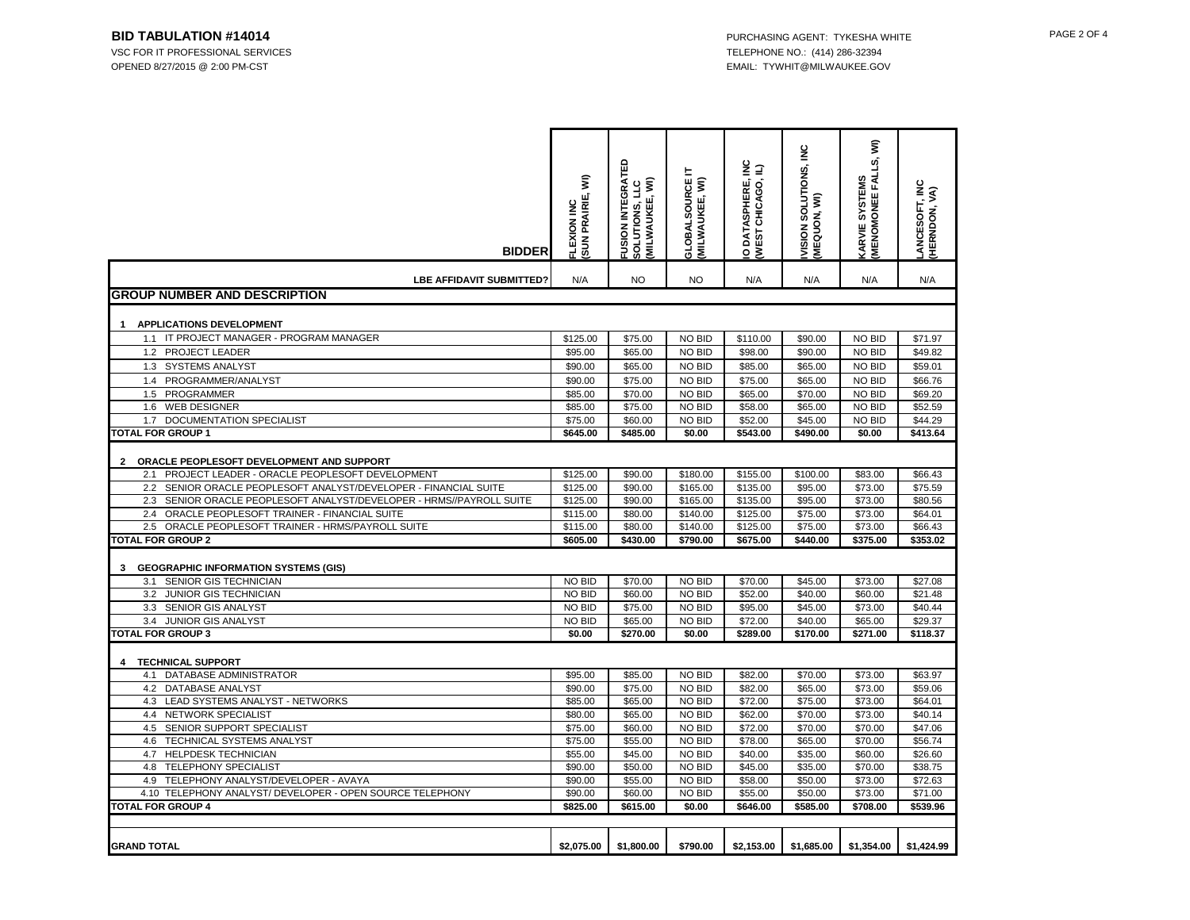**BID TABULATION #14014**
VSC FOR IT PROFESSIONAL SERVICES
OPENED 8/27/2015 @ 2:00 PM-CST

PURCHASING AGENT: TYKESHA WHITE
TELEPHONE NO.: (414) 286-32394
EMAIL: TYWHIT@MILWAUKEE.GOV

| BIDDER | FLEXION INC (SUN PRAIRIE, WI) | FUSION INTEGRATED SOLUTIONS, LLC (MILWAUKEE, WI) | GLOBALSOURCE IT (MILWAUKEE, WI) | IO DATASPHERE, INC (WEST CHICAGO, IL) | IVISION SOLUTIONS, INC (MEQUON, WI) | KARVIE SYSTEMS (MENOMONEE FALLS, WI) | LANCESOFT, INC (HERNDON, VA) |
|---|---|---|---|---|---|---|---|
| LBE AFFIDAVIT SUBMITTED? | N/A | NO | NO | N/A | N/A | N/A | N/A |
| **GROUP NUMBER AND DESCRIPTION** | | | | | | | |
| **1 APPLICATIONS DEVELOPMENT** | | | | | | | |
| 1.1 IT PROJECT MANAGER - PROGRAM MANAGER | $125.00 | $75.00 | NO BID | $110.00 | $90.00 | NO BID | $71.97 |
| 1.2 PROJECT LEADER | $95.00 | $65.00 | NO BID | $98.00 | $90.00 | NO BID | $49.82 |
| 1.3 SYSTEMS ANALYST | $90.00 | $65.00 | NO BID | $85.00 | $65.00 | NO BID | $59.01 |
| 1.4 PROGRAMMER/ANALYST | $90.00 | $75.00 | NO BID | $75.00 | $65.00 | NO BID | $66.76 |
| 1.5 PROGRAMMER | $85.00 | $70.00 | NO BID | $65.00 | $70.00 | NO BID | $69.20 |
| 1.6 WEB DESIGNER | $85.00 | $75.00 | NO BID | $58.00 | $65.00 | NO BID | $52.59 |
| 1.7 DOCUMENTATION SPECIALIST | $75.00 | $60.00 | NO BID | $52.00 | $45.00 | NO BID | $44.29 |
| **TOTAL FOR GROUP 1** | **$645.00** | **$485.00** | **$0.00** | **$543.00** | **$490.00** | **$0.00** | **$413.64** |
| **2 ORACLE PEOPLESOFT DEVELOPMENT AND SUPPORT** | | | | | | | |
| 2.1 PROJECT LEADER - ORACLE PEOPLESOFT DEVELOPMENT | $125.00 | $90.00 | $180.00 | $155.00 | $100.00 | $83.00 | $66.43 |
| 2.2 SENIOR ORACLE PEOPLESOFT ANALYST/DEVELOPER - FINANCIAL SUITE | $125.00 | $90.00 | $165.00 | $135.00 | $95.00 | $73.00 | $75.59 |
| 2.3 SENIOR ORACLE PEOPLESOFT ANALYST/DEVELOPER - HRMS//PAYROLL SUITE | $125.00 | $90.00 | $165.00 | $135.00 | $95.00 | $73.00 | $80.56 |
| 2.4 ORACLE PEOPLESOFT TRAINER - FINANCIAL SUITE | $115.00 | $80.00 | $140.00 | $125.00 | $75.00 | $73.00 | $64.01 |
| 2.5 ORACLE PEOPLESOFT TRAINER - HRMS/PAYROLL SUITE | $115.00 | $80.00 | $140.00 | $125.00 | $75.00 | $73.00 | $66.43 |
| **TOTAL FOR GROUP 2** | **$605.00** | **$430.00** | **$790.00** | **$675.00** | **$440.00** | **$375.00** | **$353.02** |
| **3 GEOGRAPHIC INFORMATION SYSTEMS (GIS)** | | | | | | | |
| 3.1 SENIOR GIS TECHNICIAN | NO BID | $70.00 | NO BID | $70.00 | $45.00 | $73.00 | $27.08 |
| 3.2 JUNIOR GIS TECHNICIAN | NO BID | $60.00 | NO BID | $52.00 | $40.00 | $60.00 | $21.48 |
| 3.3 SENIOR GIS ANALYST | NO BID | $75.00 | NO BID | $95.00 | $45.00 | $73.00 | $40.44 |
| 3.4 JUNIOR GIS ANALYST | NO BID | $65.00 | NO BID | $72.00 | $40.00 | $65.00 | $29.37 |
| **TOTAL FOR GROUP 3** | **$0.00** | **$270.00** | **$0.00** | **$289.00** | **$170.00** | **$271.00** | **$118.37** |
| **4 TECHNICAL SUPPORT** | | | | | | | |
| 4.1 DATABASE ADMINISTRATOR | $95.00 | $85.00 | NO BID | $82.00 | $70.00 | $73.00 | $63.97 |
| 4.2 DATABASE ANALYST | $90.00 | $75.00 | NO BID | $82.00 | $65.00 | $73.00 | $59.06 |
| 4.3 LEAD SYSTEMS ANALYST - NETWORKS | $85.00 | $65.00 | NO BID | $72.00 | $75.00 | $73.00 | $64.01 |
| 4.4 NETWORK SPECIALIST | $80.00 | $65.00 | NO BID | $62.00 | $70.00 | $73.00 | $40.14 |
| 4.5 SENIOR SUPPORT SPECIALIST | $75.00 | $60.00 | NO BID | $72.00 | $70.00 | $70.00 | $47.06 |
| 4.6 TECHNICAL SYSTEMS ANALYST | $75.00 | $55.00 | NO BID | $78.00 | $65.00 | $70.00 | $56.74 |
| 4.7 HELPDESK TECHNICIAN | $55.00 | $45.00 | NO BID | $40.00 | $35.00 | $60.00 | $26.60 |
| 4.8 TELEPHONY SPECIALIST | $90.00 | $50.00 | NO BID | $45.00 | $35.00 | $70.00 | $38.75 |
| 4.9 TELEPHONY ANALYST/DEVELOPER - AVAYA | $90.00 | $55.00 | NO BID | $58.00 | $50.00 | $73.00 | $72.63 |
| 4.10 TELEPHONY ANALYST/ DEVELOPER - OPEN SOURCE TELEPHONY | $90.00 | $60.00 | NO BID | $55.00 | $50.00 | $73.00 | $71.00 |
| **TOTAL FOR GROUP 4** | **$825.00** | **$615.00** | **$0.00** | **$646.00** | **$585.00** | **$708.00** | **$539.96** |
| **GRAND TOTAL** | **$2,075.00** | **$1,800.00** | **$790.00** | **$2,153.00** | **$1,685.00** | **$1,354.00** | **$1,424.99** |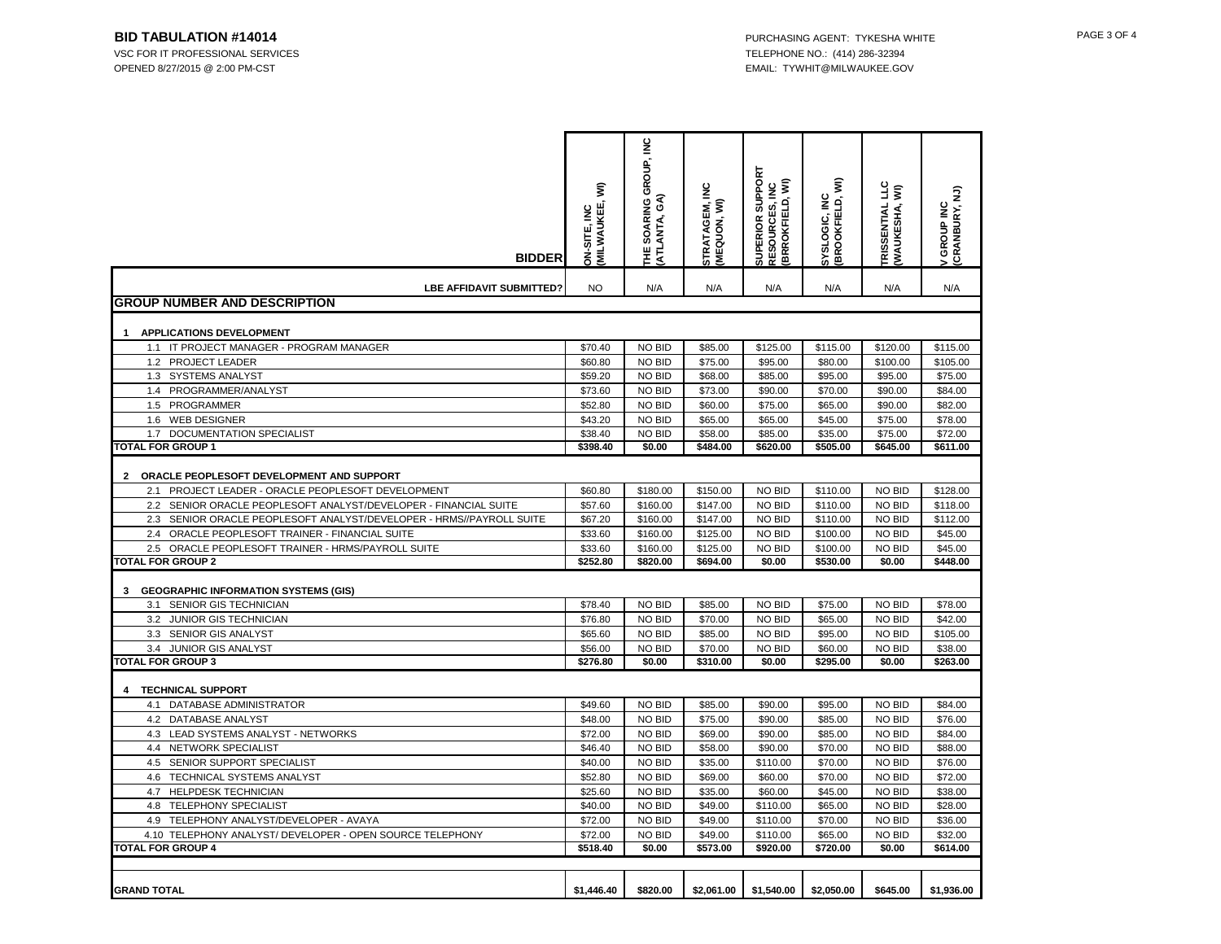**BID TABULATION #14014**
VSC FOR IT PROFESSIONAL SERVICES
OPENED 8/27/2015 @ 2:00 PM-CST

PURCHASING AGENT: TYKESHA WHITE
TELEPHONE NO.: (414) 286-32394
EMAIL: TYWHIT@MILWAUKEE.GOV

| BIDDER | ON-SITE, INC (MILWAUKEE, WI) | THE SOARING GROUP, INC (ATLANTA, GA) | STRATAGEM, INC (MEQUON, WI) | SUPERIOR SUPPORT RESOURCES, INC (BRROKFIELD, WI) | SYSLOGIC, INC (BROOKFIELD, WI) | TRISSENTIAL LLC (WAUKESHA, WI) | V GROUP INC (CRANBURY, NJ) |
|---|---|---|---|---|---|---|---|
| LBE AFFIDAVIT SUBMITTED? | NO | N/A | N/A | N/A | N/A | N/A | N/A |
| **GROUP NUMBER AND DESCRIPTION** | | | | | | | |
| **1 APPLICATIONS DEVELOPMENT** | | | | | | | |
| 1.1 IT PROJECT MANAGER - PROGRAM MANAGER | $70.40 | NO BID | $85.00 | $125.00 | $115.00 | $120.00 | $115.00 |
| 1.2 PROJECT LEADER | $60.80 | NO BID | $75.00 | $95.00 | $80.00 | $100.00 | $105.00 |
| 1.3 SYSTEMS ANALYST | $59.20 | NO BID | $68.00 | $85.00 | $95.00 | $95.00 | $75.00 |
| 1.4 PROGRAMMER/ANALYST | $73.60 | NO BID | $73.00 | $90.00 | $70.00 | $90.00 | $84.00 |
| 1.5 PROGRAMMER | $52.80 | NO BID | $60.00 | $75.00 | $65.00 | $90.00 | $82.00 |
| 1.6 WEB DESIGNER | $43.20 | NO BID | $65.00 | $65.00 | $45.00 | $75.00 | $78.00 |
| 1.7 DOCUMENTATION SPECIALIST | $38.40 | NO BID | $58.00 | $85.00 | $35.00 | $75.00 | $72.00 |
| **TOTAL FOR GROUP 1** | **$398.40** | **$0.00** | **$484.00** | **$620.00** | **$505.00** | **$645.00** | **$611.00** |
| **2 ORACLE PEOPLESOFT DEVELOPMENT AND SUPPORT** | | | | | | | |
| 2.1 PROJECT LEADER - ORACLE PEOPLESOFT DEVELOPMENT | $60.80 | $180.00 | $150.00 | NO BID | $110.00 | NO BID | $128.00 |
| 2.2 SENIOR ORACLE PEOPLESOFT ANALYST/DEVELOPER - FINANCIAL SUITE | $57.60 | $160.00 | $147.00 | NO BID | $110.00 | NO BID | $118.00 |
| 2.3 SENIOR ORACLE PEOPLESOFT ANALYST/DEVELOPER - HRMS//PAYROLL SUITE | $67.20 | $160.00 | $147.00 | NO BID | $110.00 | NO BID | $112.00 |
| 2.4 ORACLE PEOPLESOFT TRAINER - FINANCIAL SUITE | $33.60 | $160.00 | $125.00 | NO BID | $100.00 | NO BID | $45.00 |
| 2.5 ORACLE PEOPLESOFT TRAINER - HRMS/PAYROLL SUITE | $33.60 | $160.00 | $125.00 | NO BID | $100.00 | NO BID | $45.00 |
| **TOTAL FOR GROUP 2** | **$252.80** | **$820.00** | **$694.00** | **$0.00** | **$530.00** | **$0.00** | **$448.00** |
| **3 GEOGRAPHIC INFORMATION SYSTEMS (GIS)** | | | | | | | |
| 3.1 SENIOR GIS TECHNICIAN | $78.40 | NO BID | $85.00 | NO BID | $75.00 | NO BID | $78.00 |
| 3.2 JUNIOR GIS TECHNICIAN | $76.80 | NO BID | $70.00 | NO BID | $65.00 | NO BID | $42.00 |
| 3.3 SENIOR GIS ANALYST | $65.60 | NO BID | $85.00 | NO BID | $95.00 | NO BID | $105.00 |
| 3.4 JUNIOR GIS ANALYST | $56.00 | NO BID | $70.00 | NO BID | $60.00 | NO BID | $38.00 |
| **TOTAL FOR GROUP 3** | **$276.80** | **$0.00** | **$310.00** | **$0.00** | **$295.00** | **$0.00** | **$263.00** |
| **4 TECHNICAL SUPPORT** | | | | | | | |
| 4.1 DATABASE ADMINISTRATOR | $49.60 | NO BID | $85.00 | $90.00 | $95.00 | NO BID | $84.00 |
| 4.2 DATABASE ANALYST | $48.00 | NO BID | $75.00 | $90.00 | $85.00 | NO BID | $76.00 |
| 4.3 LEAD SYSTEMS ANALYST - NETWORKS | $72.00 | NO BID | $69.00 | $90.00 | $85.00 | NO BID | $84.00 |
| 4.4 NETWORK SPECIALIST | $46.40 | NO BID | $58.00 | $90.00 | $70.00 | NO BID | $88.00 |
| 4.5 SENIOR SUPPORT SPECIALIST | $40.00 | NO BID | $35.00 | $110.00 | $70.00 | NO BID | $76.00 |
| 4.6 TECHNICAL SYSTEMS ANALYST | $52.80 | NO BID | $69.00 | $60.00 | $70.00 | NO BID | $72.00 |
| 4.7 HELPDESK TECHNICIAN | $25.60 | NO BID | $35.00 | $60.00 | $45.00 | NO BID | $38.00 |
| 4.8 TELEPHONY SPECIALIST | $40.00 | NO BID | $49.00 | $110.00 | $65.00 | NO BID | $28.00 |
| 4.9 TELEPHONY ANALYST/DEVELOPER - AVAYA | $72.00 | NO BID | $49.00 | $110.00 | $70.00 | NO BID | $36.00 |
| 4.10 TELEPHONY ANALYST/ DEVELOPER - OPEN SOURCE TELEPHONY | $72.00 | NO BID | $49.00 | $110.00 | $65.00 | NO BID | $32.00 |
| **TOTAL FOR GROUP 4** | **$518.40** | **$0.00** | **$573.00** | **$920.00** | **$720.00** | **$0.00** | **$614.00** |
| **GRAND TOTAL** | **$1,446.40** | **$820.00** | **$2,061.00** | **$1,540.00** | **$2,050.00** | **$645.00** | **$1,936.00** |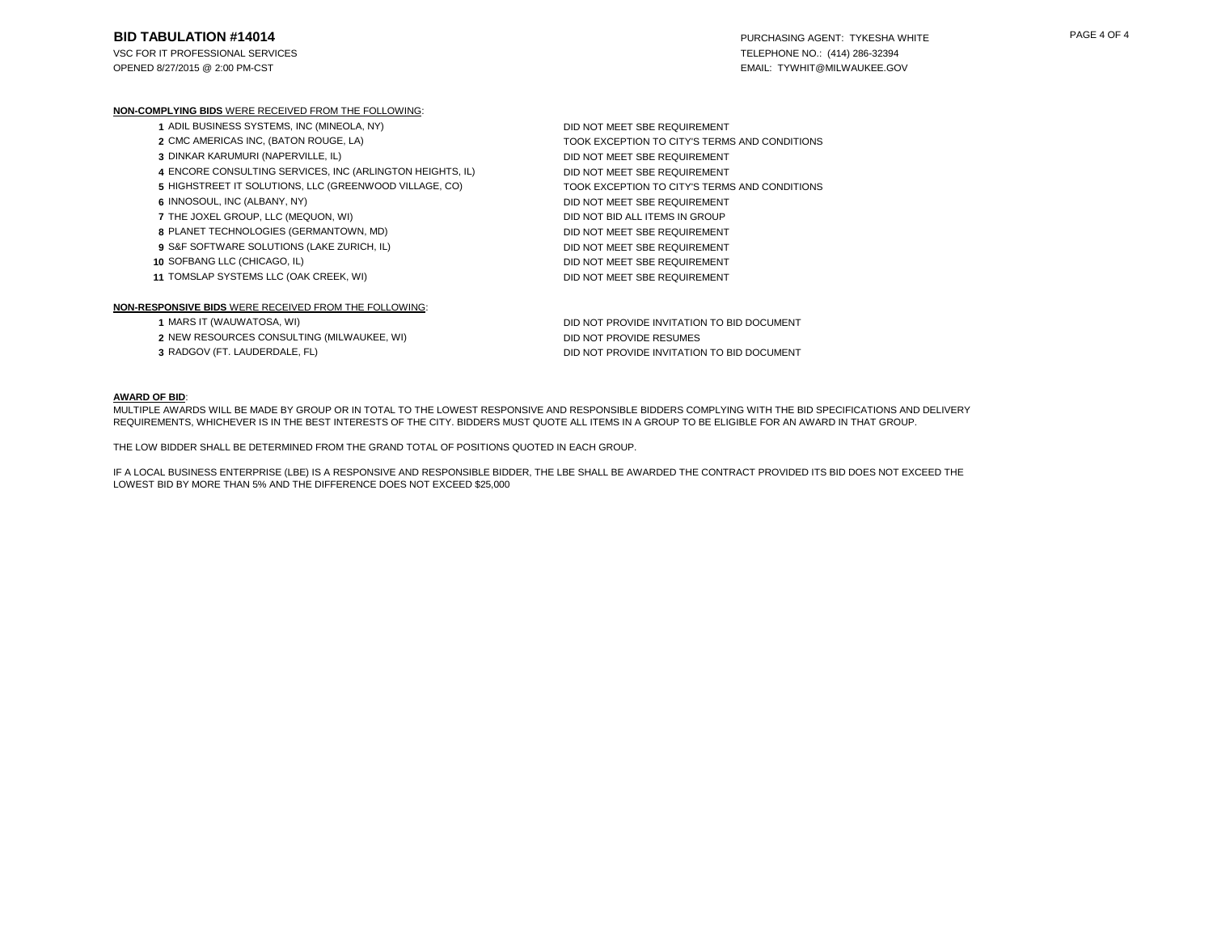# BID TABULATION #14014

VSC FOR IT PROFESSIONAL SERVICES
OPENED 8/27/2015 @ 2:00 PM-CST

PURCHASING AGENT: TYKESHA WHITE
TELEPHONE NO.: (414) 286-32394
EMAIL: TYWHIT@MILWAUKEE.GOV

**NON-COMPLYING BIDS** WERE RECEIVED FROM THE FOLLOWING:

| | | |
|---|---|---|
| 1 | ADIL BUSINESS SYSTEMS, INC (MINEOLA, NY) | DID NOT MEET SBE REQUIREMENT |
| 2 | CMC AMERICAS INC, (BATON ROUGE, LA) | TOOK EXCEPTION TO CITY'S TERMS AND CONDITIONS |
| 3 | DINKAR KARUMURI (NAPERVILLE, IL) | DID NOT MEET SBE REQUIREMENT |
| 4 | ENCORE CONSULTING SERVICES, INC (ARLINGTON HEIGHTS, IL) | DID NOT MEET SBE REQUIREMENT |
| 5 | HIGHSTREET IT SOLUTIONS, LLC (GREENWOOD VILLAGE, CO) | TOOK EXCEPTION TO CITY'S TERMS AND CONDITIONS |
| 6 | INNOSOUL, INC (ALBANY, NY) | DID NOT MEET SBE REQUIREMENT |
| 7 | THE JOXEL GROUP, LLC (MEQUON, WI) | DID NOT BID ALL ITEMS IN GROUP |
| 8 | PLANET TECHNOLOGIES (GERMANTOWN, MD) | DID NOT MEET SBE REQUIREMENT |
| 9 | S&F SOFTWARE SOLUTIONS (LAKE ZURICH, IL) | DID NOT MEET SBE REQUIREMENT |
| 10 | SOFBANG LLC (CHICAGO, IL) | DID NOT MEET SBE REQUIREMENT |
| 11 | TOMSLAP SYSTEMS LLC (OAK CREEK, WI) | DID NOT MEET SBE REQUIREMENT |

**NON-RESPONSIVE BIDS** WERE RECEIVED FROM THE FOLLOWING:

| | | |
|---|---|---|
| 1 | MARS IT (WAUWATOSA, WI) | DID NOT PROVIDE INVITATION TO BID DOCUMENT |
| 2 | NEW RESOURCES CONSULTING (MILWAUKEE, WI) | DID NOT PROVIDE RESUMES |
| 3 | RADGOV (FT. LAUDERDALE, FL) | DID NOT PROVIDE INVITATION TO BID DOCUMENT |

**AWARD OF BID**:

MULTIPLE AWARDS WILL BE MADE BY GROUP OR IN TOTAL TO THE LOWEST RESPONSIVE AND RESPONSIBLE BIDDERS COMPLYING WITH THE BID SPECIFICATIONS AND DELIVERY REQUIREMENTS, WHICHEVER IS IN THE BEST INTERESTS OF THE CITY. BIDDERS MUST QUOTE ALL ITEMS IN A GROUP TO BE ELIGIBLE FOR AN AWARD IN THAT GROUP.

THE LOW BIDDER SHALL BE DETERMINED FROM THE GRAND TOTAL OF POSITIONS QUOTED IN EACH GROUP.

IF A LOCAL BUSINESS ENTERPRISE (LBE) IS A RESPONSIVE AND RESPONSIBLE BIDDER, THE LBE SHALL BE AWARDED THE CONTRACT PROVIDED ITS BID DOES NOT EXCEED THE LOWEST BID BY MORE THAN 5% AND THE DIFFERENCE DOES NOT EXCEED $25,000